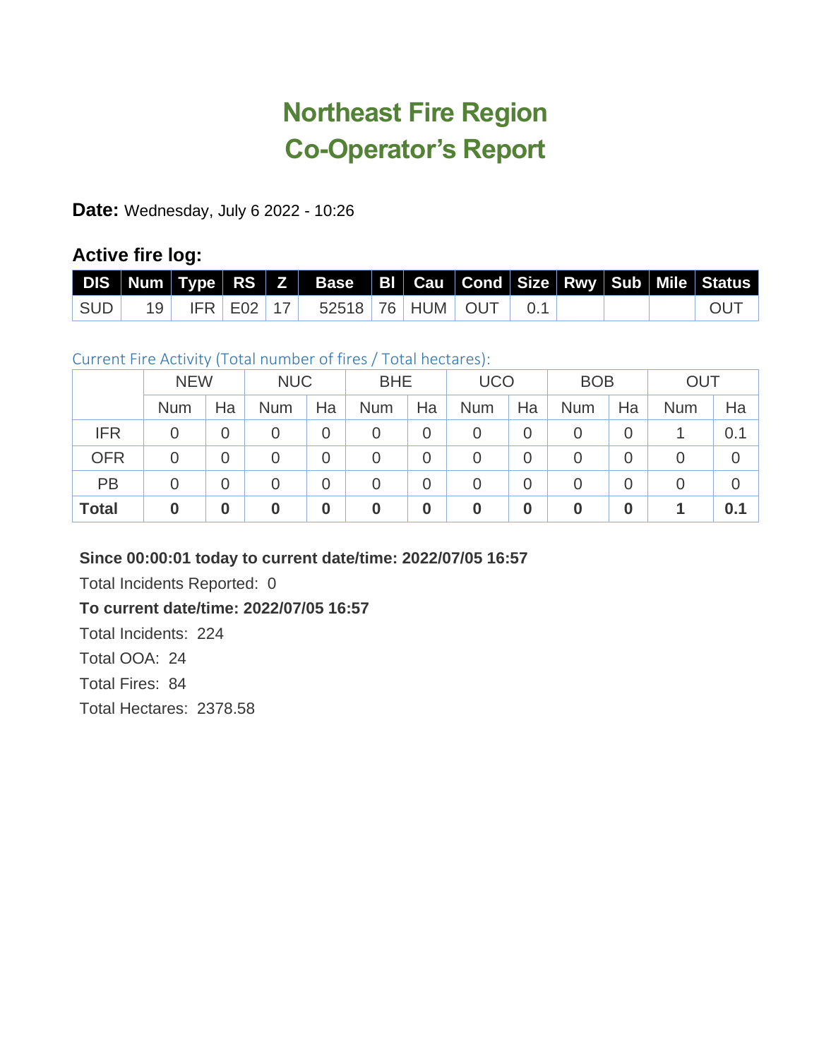# Northeast Fire Region
# Co-Operator's Report

**Date:** Wednesday, July 6 2022 - 10:26

### Active fire log:

| DIS | Num | Type | RS | Z | Base | BI | Cau | Cond | Size | Rwy | Sub | Mile | Status |
|---|---|---|---|---|---|---|---|---|---|---|---|---|---|
| SUD | 19 | IFR | E02 | 17 | 52518 | 76 | HUM | OUT | 0.1 | | | | OUT |

Current Fire Activity (Total number of fires / Total hectares):

| | NEW | | NUC | | BHE | | UCO | | BOB | | OUT | |
|---|---|---|---|---|---|---|---|---|---|---|---|---|
| | Num | Ha | Num | Ha | Num | Ha | Num | Ha | Num | Ha | Num | Ha |
| IFR | 0 | 0 | 0 | 0 | 0 | 0 | 0 | 0 | 0 | 0 | 1 | 0.1 |
| OFR | 0 | 0 | 0 | 0 | 0 | 0 | 0 | 0 | 0 | 0 | 0 | 0 |
| PB | 0 | 0 | 0 | 0 | 0 | 0 | 0 | 0 | 0 | 0 | 0 | 0 |
| **Total** | **0** | **0** | **0** | **0** | **0** | **0** | **0** | **0** | **0** | **0** | **1** | **0.1** |

**Since 00:00:01 today to current date/time: 2022/07/05 16:57**

Total Incidents Reported: 0

**To current date/time: 2022/07/05 16:57**

Total Incidents: 224

Total OOA: 24

Total Fires: 84

Total Hectares: 2378.58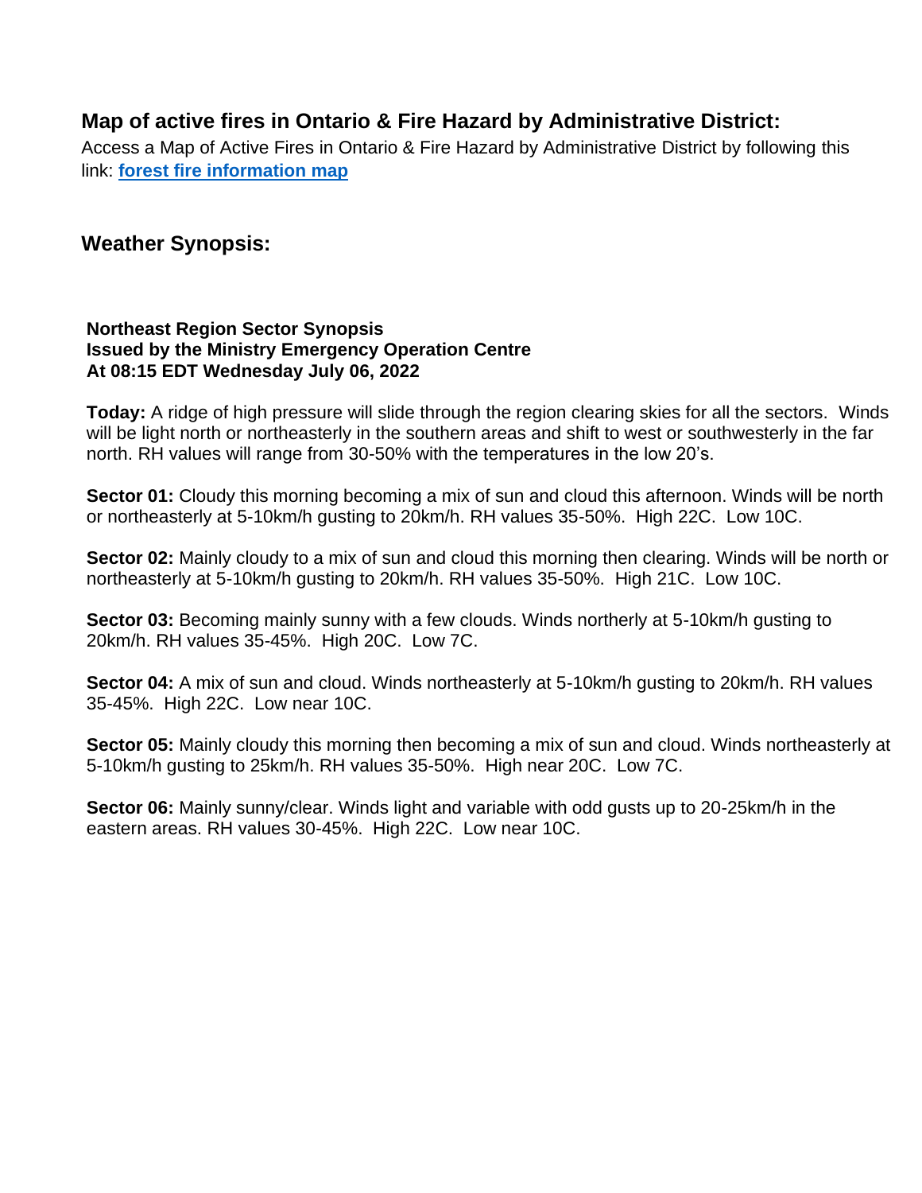## Map of active fires in Ontario & Fire Hazard by Administrative District:

Access a Map of Active Fires in Ontario & Fire Hazard by Administrative District by following this link: **forest fire information map**

## Weather Synopsis:

**Northeast Region Sector Synopsis**
**Issued by the Ministry Emergency Operation Centre**
**At 08:15 EDT Wednesday July 06, 2022**

**Today:** A ridge of high pressure will slide through the region clearing skies for all the sectors. Winds will be light north or northeasterly in the southern areas and shift to west or southwesterly in the far north. RH values will range from 30-50% with the temperatures in the low 20's.

**Sector 01:** Cloudy this morning becoming a mix of sun and cloud this afternoon. Winds will be north or northeasterly at 5-10km/h gusting to 20km/h. RH values 35-50%. High 22C. Low 10C.

**Sector 02:** Mainly cloudy to a mix of sun and cloud this morning then clearing. Winds will be north or northeasterly at 5-10km/h gusting to 20km/h. RH values 35-50%. High 21C. Low 10C.

**Sector 03:** Becoming mainly sunny with a few clouds. Winds northerly at 5-10km/h gusting to 20km/h. RH values 35-45%. High 20C. Low 7C.

**Sector 04:** A mix of sun and cloud. Winds northeasterly at 5-10km/h gusting to 20km/h. RH values 35-45%. High 22C. Low near 10C.

**Sector 05:** Mainly cloudy this morning then becoming a mix of sun and cloud. Winds northeasterly at 5-10km/h gusting to 25km/h. RH values 35-50%. High near 20C. Low 7C.

**Sector 06:** Mainly sunny/clear. Winds light and variable with odd gusts up to 20-25km/h in the eastern areas. RH values 30-45%. High 22C. Low near 10C.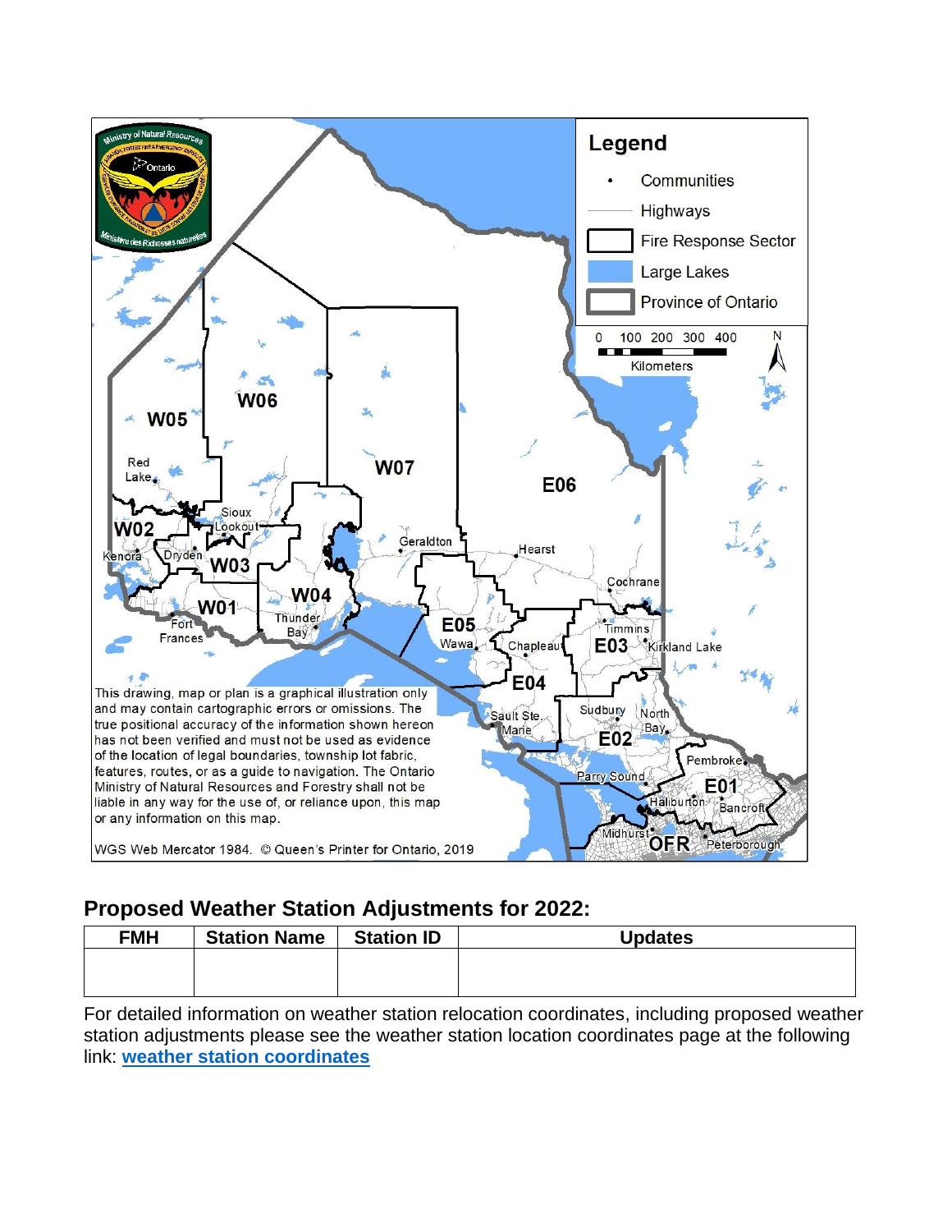Legend

Communities

Highways

Fire Response Sector

Large Lakes

Province of Ontario

0 100 200 300 400

Kilometers

N

W05

W06

W07

E06

Red Lake

W02

Sioux Lookout

Kenora

Dryden

W03

Geraldton

Hearst

Cochrane

W04

W01

Fort Frances

Thunder Bay

E05

Wawa

Chapleau

Timmins

E03

Kirkland Lake

E04

Sault Ste. Marie

Sudbury

North Bay

E02

Pembroke

Parry Sound

E01

Haliburton

Bancroft

Midhurst

OFR

Peterborough

This drawing, map or plan is a graphical illustration only and may contain cartographic errors or omissions. The true positional accuracy of the information shown hereon has not been verified and must not be used as evidence of the location of legal boundaries, township lot fabric, features, routes, or as a guide to navigation. The Ontario Ministry of Natural Resources and Forestry shall not be liable in any way for the use of, or reliance upon, this map or any information on this map.

WGS Web Mercator 1984. © Queen's Printer for Ontario, 2019

## Proposed Weather Station Adjustments for 2022:

| FMH | Station Name | Station ID | Updates |
|---|---|---|---|
| | | | |

For detailed information on weather station relocation coordinates, including proposed weather station adjustments please see the weather station location coordinates page at the following link: **weather station coordinates**